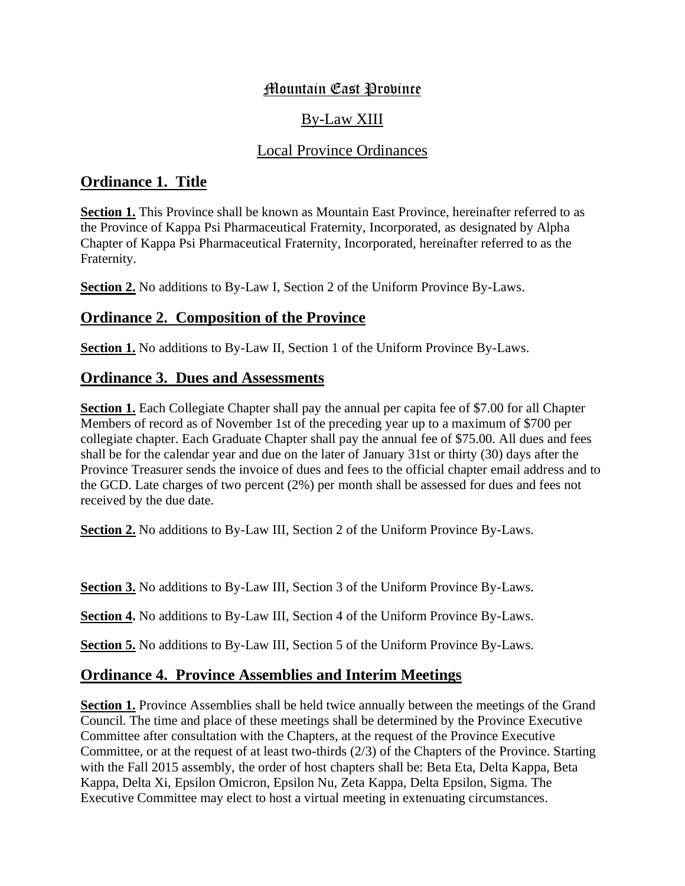# Mountain East Province

## By-Law XIII

## Local Province Ordinances

### Ordinance 1. Title

**Section 1.** This Province shall be known as Mountain East Province, hereinafter referred to as the Province of Kappa Psi Pharmaceutical Fraternity, Incorporated, as designated by Alpha Chapter of Kappa Psi Pharmaceutical Fraternity, Incorporated, hereinafter referred to as the Fraternity.

**Section 2.** No additions to By-Law I, Section 2 of the Uniform Province By-Laws.

### Ordinance 2. Composition of the Province

**Section 1.** No additions to By-Law II, Section 1 of the Uniform Province By-Laws.

### Ordinance 3. Dues and Assessments

**Section 1.** Each Collegiate Chapter shall pay the annual per capita fee of $7.00 for all Chapter Members of record as of November 1st of the preceding year up to a maximum of $700 per collegiate chapter. Each Graduate Chapter shall pay the annual fee of $75.00. All dues and fees shall be for the calendar year and due on the later of January 31st or thirty (30) days after the Province Treasurer sends the invoice of dues and fees to the official chapter email address and to the GCD. Late charges of two percent (2%) per month shall be assessed for dues and fees not received by the due date.

**Section 2.** No additions to By-Law III, Section 2 of the Uniform Province By-Laws.

**Section 3.** No additions to By-Law III, Section 3 of the Uniform Province By-Laws.

**Section 4.** No additions to By-Law III, Section 4 of the Uniform Province By-Laws.

**Section 5.** No additions to By-Law III, Section 5 of the Uniform Province By-Laws.

### Ordinance 4. Province Assemblies and Interim Meetings

**Section 1.** Province Assemblies shall be held twice annually between the meetings of the Grand Council. The time and place of these meetings shall be determined by the Province Executive Committee after consultation with the Chapters, at the request of the Province Executive Committee, or at the request of at least two-thirds (2/3) of the Chapters of the Province. Starting with the Fall 2015 assembly, the order of host chapters shall be: Beta Eta, Delta Kappa, Beta Kappa, Delta Xi, Epsilon Omicron, Epsilon Nu, Zeta Kappa, Delta Epsilon, Sigma. The Executive Committee may elect to host a virtual meeting in extenuating circumstances.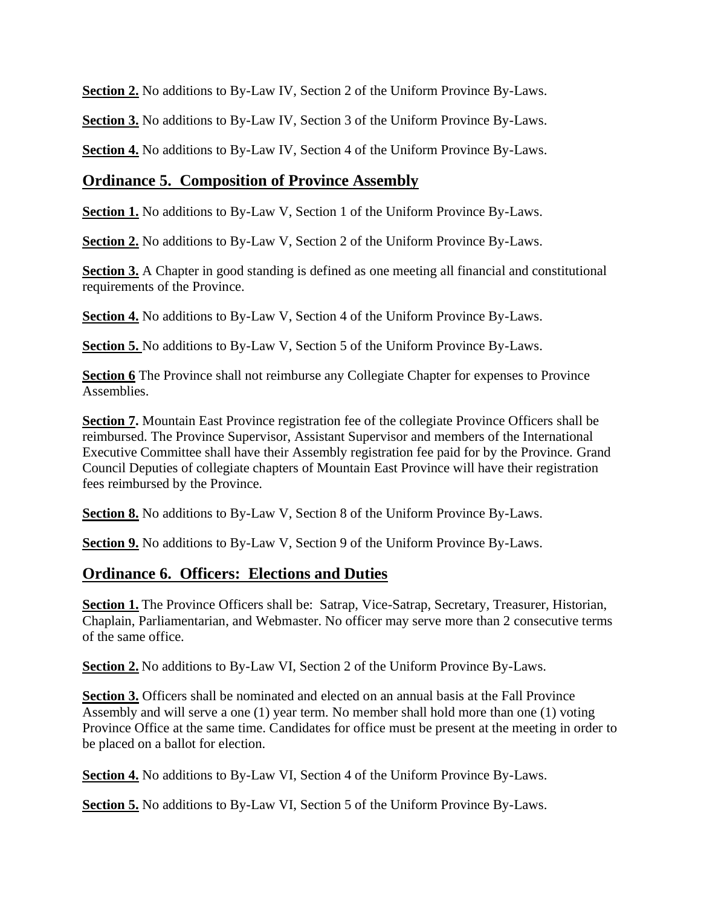**Section 2.** No additions to By-Law IV, Section 2 of the Uniform Province By-Laws.

**Section 3.** No additions to By-Law IV, Section 3 of the Uniform Province By-Laws.

**Section 4.** No additions to By-Law IV, Section 4 of the Uniform Province By-Laws.

## Ordinance 5. Composition of Province Assembly

**Section 1.** No additions to By-Law V, Section 1 of the Uniform Province By-Laws.

**Section 2.** No additions to By-Law V, Section 2 of the Uniform Province By-Laws.

**Section 3.** A Chapter in good standing is defined as one meeting all financial and constitutional requirements of the Province.

**Section 4.** No additions to By-Law V, Section 4 of the Uniform Province By-Laws.

**Section 5.** No additions to By-Law V, Section 5 of the Uniform Province By-Laws.

**Section 6** The Province shall not reimburse any Collegiate Chapter for expenses to Province Assemblies.

**Section 7.** Mountain East Province registration fee of the collegiate Province Officers shall be reimbursed. The Province Supervisor, Assistant Supervisor and members of the International Executive Committee shall have their Assembly registration fee paid for by the Province. Grand Council Deputies of collegiate chapters of Mountain East Province will have their registration fees reimbursed by the Province.

**Section 8.** No additions to By-Law V, Section 8 of the Uniform Province By-Laws.

**Section 9.** No additions to By-Law V, Section 9 of the Uniform Province By-Laws.

## Ordinance 6. Officers: Elections and Duties

**Section 1.** The Province Officers shall be: Satrap, Vice-Satrap, Secretary, Treasurer, Historian, Chaplain, Parliamentarian, and Webmaster. No officer may serve more than 2 consecutive terms of the same office.

**Section 2.** No additions to By-Law VI, Section 2 of the Uniform Province By-Laws.

**Section 3.** Officers shall be nominated and elected on an annual basis at the Fall Province Assembly and will serve a one (1) year term. No member shall hold more than one (1) voting Province Office at the same time. Candidates for office must be present at the meeting in order to be placed on a ballot for election.

**Section 4.** No additions to By-Law VI, Section 4 of the Uniform Province By-Laws.

**Section 5.** No additions to By-Law VI, Section 5 of the Uniform Province By-Laws.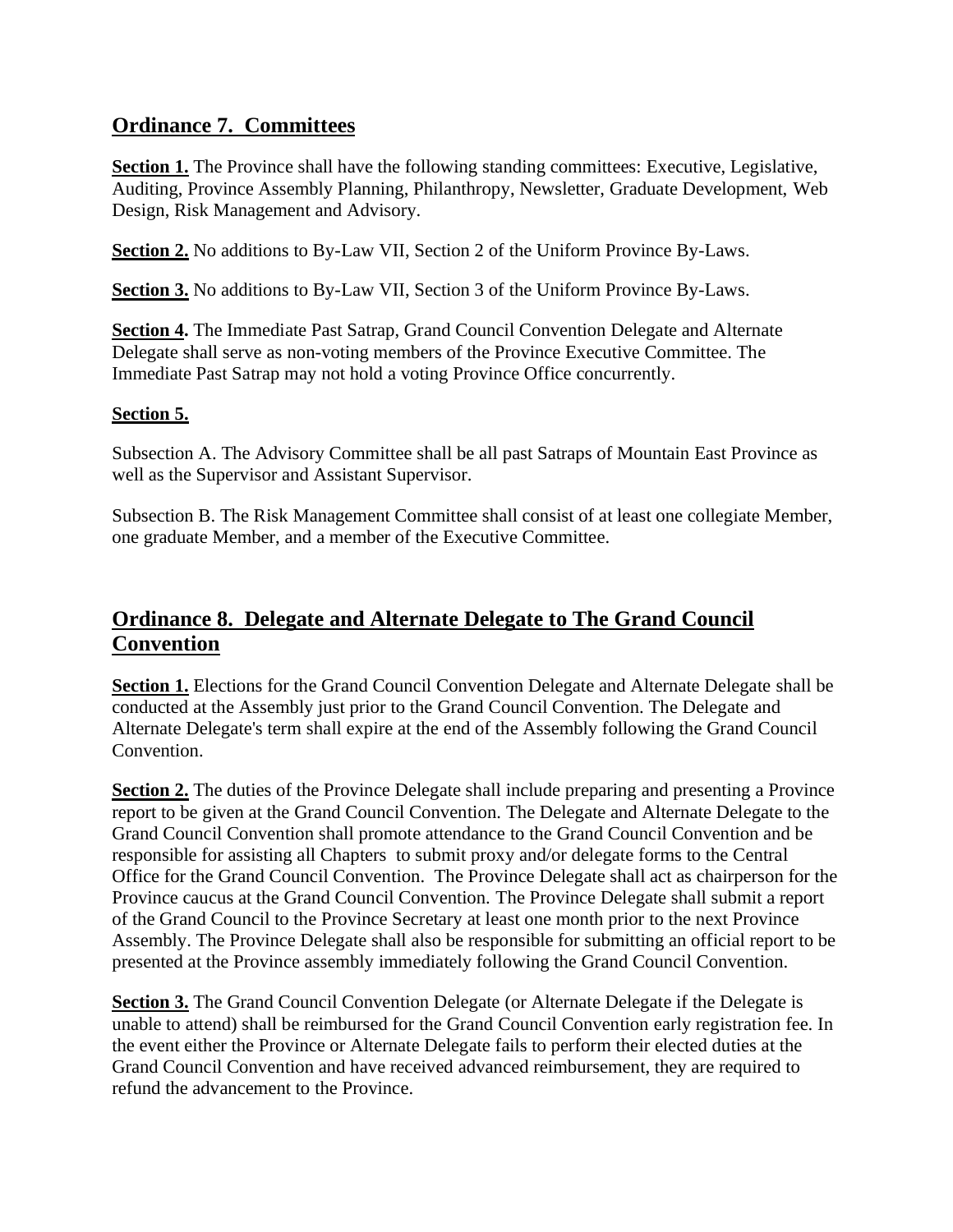## Ordinance 7. Committees

**Section 1.** The Province shall have the following standing committees: Executive, Legislative, Auditing, Province Assembly Planning, Philanthropy, Newsletter, Graduate Development, Web Design, Risk Management and Advisory.

**Section 2.** No additions to By-Law VII, Section 2 of the Uniform Province By-Laws.

**Section 3.** No additions to By-Law VII, Section 3 of the Uniform Province By-Laws.

**Section 4.** The Immediate Past Satrap, Grand Council Convention Delegate and Alternate Delegate shall serve as non-voting members of the Province Executive Committee. The Immediate Past Satrap may not hold a voting Province Office concurrently.

**Section 5.**

Subsection A. The Advisory Committee shall be all past Satraps of Mountain East Province as well as the Supervisor and Assistant Supervisor.

Subsection B. The Risk Management Committee shall consist of at least one collegiate Member, one graduate Member, and a member of the Executive Committee.

## Ordinance 8. Delegate and Alternate Delegate to The Grand Council Convention

**Section 1.** Elections for the Grand Council Convention Delegate and Alternate Delegate shall be conducted at the Assembly just prior to the Grand Council Convention. The Delegate and Alternate Delegate's term shall expire at the end of the Assembly following the Grand Council Convention.

**Section 2.** The duties of the Province Delegate shall include preparing and presenting a Province report to be given at the Grand Council Convention. The Delegate and Alternate Delegate to the Grand Council Convention shall promote attendance to the Grand Council Convention and be responsible for assisting all Chapters to submit proxy and/or delegate forms to the Central Office for the Grand Council Convention. The Province Delegate shall act as chairperson for the Province caucus at the Grand Council Convention. The Province Delegate shall submit a report of the Grand Council to the Province Secretary at least one month prior to the next Province Assembly. The Province Delegate shall also be responsible for submitting an official report to be presented at the Province assembly immediately following the Grand Council Convention.

**Section 3.** The Grand Council Convention Delegate (or Alternate Delegate if the Delegate is unable to attend) shall be reimbursed for the Grand Council Convention early registration fee. In the event either the Province or Alternate Delegate fails to perform their elected duties at the Grand Council Convention and have received advanced reimbursement, they are required to refund the advancement to the Province.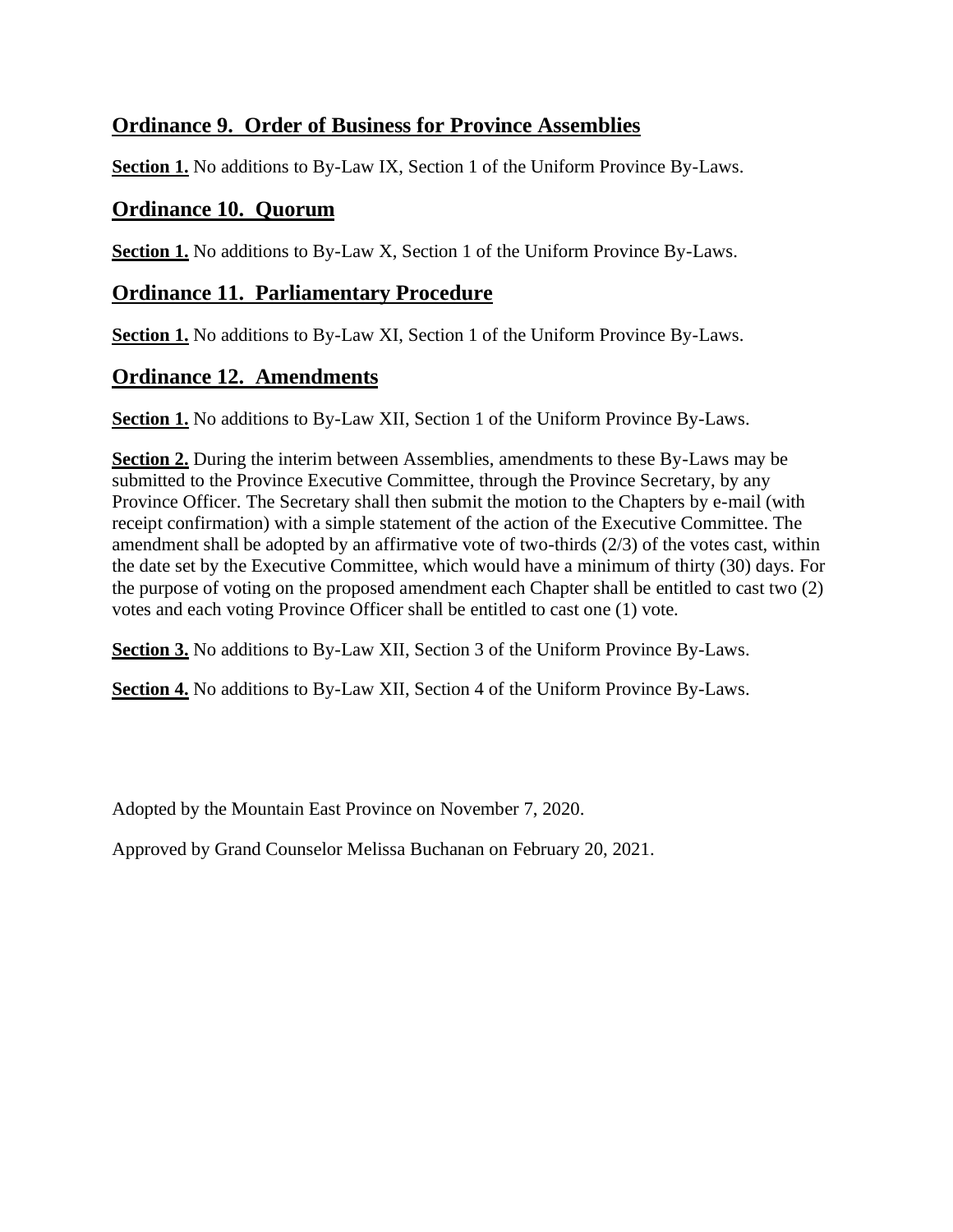## Ordinance 9. Order of Business for Province Assemblies

**Section 1.** No additions to By-Law IX, Section 1 of the Uniform Province By-Laws.

## Ordinance 10. Quorum

**Section 1.** No additions to By-Law X, Section 1 of the Uniform Province By-Laws.

## Ordinance 11. Parliamentary Procedure

**Section 1.** No additions to By-Law XI, Section 1 of the Uniform Province By-Laws.

## Ordinance 12. Amendments

**Section 1.** No additions to By-Law XII, Section 1 of the Uniform Province By-Laws.

**Section 2.** During the interim between Assemblies, amendments to these By-Laws may be submitted to the Province Executive Committee, through the Province Secretary, by any Province Officer. The Secretary shall then submit the motion to the Chapters by e-mail (with receipt confirmation) with a simple statement of the action of the Executive Committee. The amendment shall be adopted by an affirmative vote of two-thirds (2/3) of the votes cast, within the date set by the Executive Committee, which would have a minimum of thirty (30) days. For the purpose of voting on the proposed amendment each Chapter shall be entitled to cast two (2) votes and each voting Province Officer shall be entitled to cast one (1) vote.

**Section 3.** No additions to By-Law XII, Section 3 of the Uniform Province By-Laws.

**Section 4.** No additions to By-Law XII, Section 4 of the Uniform Province By-Laws.

Adopted by the Mountain East Province on November 7, 2020.

Approved by Grand Counselor Melissa Buchanan on February 20, 2021.